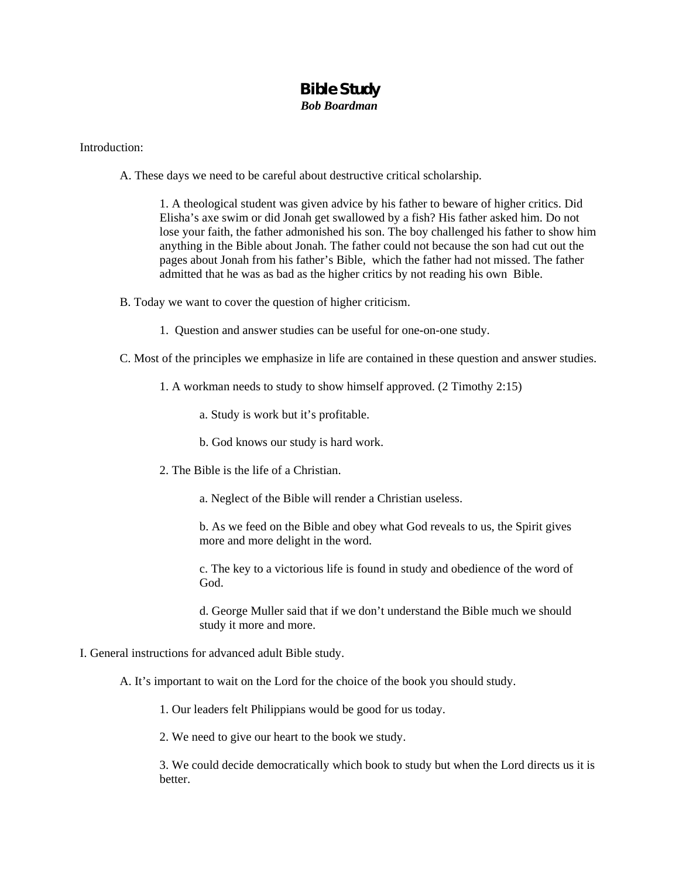# Bible Study

***Bob Boardman***

Introduction:

A. These days we need to be careful about destructive critical scholarship.

1. A theological student was given advice by his father to beware of higher critics. Did Elisha's axe swim or did Jonah get swallowed by a fish? His father asked him. Do not lose your faith, the father admonished his son. The boy challenged his father to show him anything in the Bible about Jonah. The father could not because the son had cut out the pages about Jonah from his father's Bible, which the father had not missed. The father admitted that he was as bad as the higher critics by not reading his own Bible.

B. Today we want to cover the question of higher criticism.

1. Question and answer studies can be useful for one-on-one study.

C. Most of the principles we emphasize in life are contained in these question and answer studies.

1. A workman needs to study to show himself approved. (2 Timothy 2:15)

a. Study is work but it's profitable.

b. God knows our study is hard work.

2. The Bible is the life of a Christian.

a. Neglect of the Bible will render a Christian useless.

b. As we feed on the Bible and obey what God reveals to us, the Spirit gives more and more delight in the word.

c. The key to a victorious life is found in study and obedience of the word of God.

d. George Muller said that if we don't understand the Bible much we should study it more and more.

I. General instructions for advanced adult Bible study.

A. It's important to wait on the Lord for the choice of the book you should study.

1. Our leaders felt Philippians would be good for us today.

2. We need to give our heart to the book we study.

3. We could decide democratically which book to study but when the Lord directs us it is better.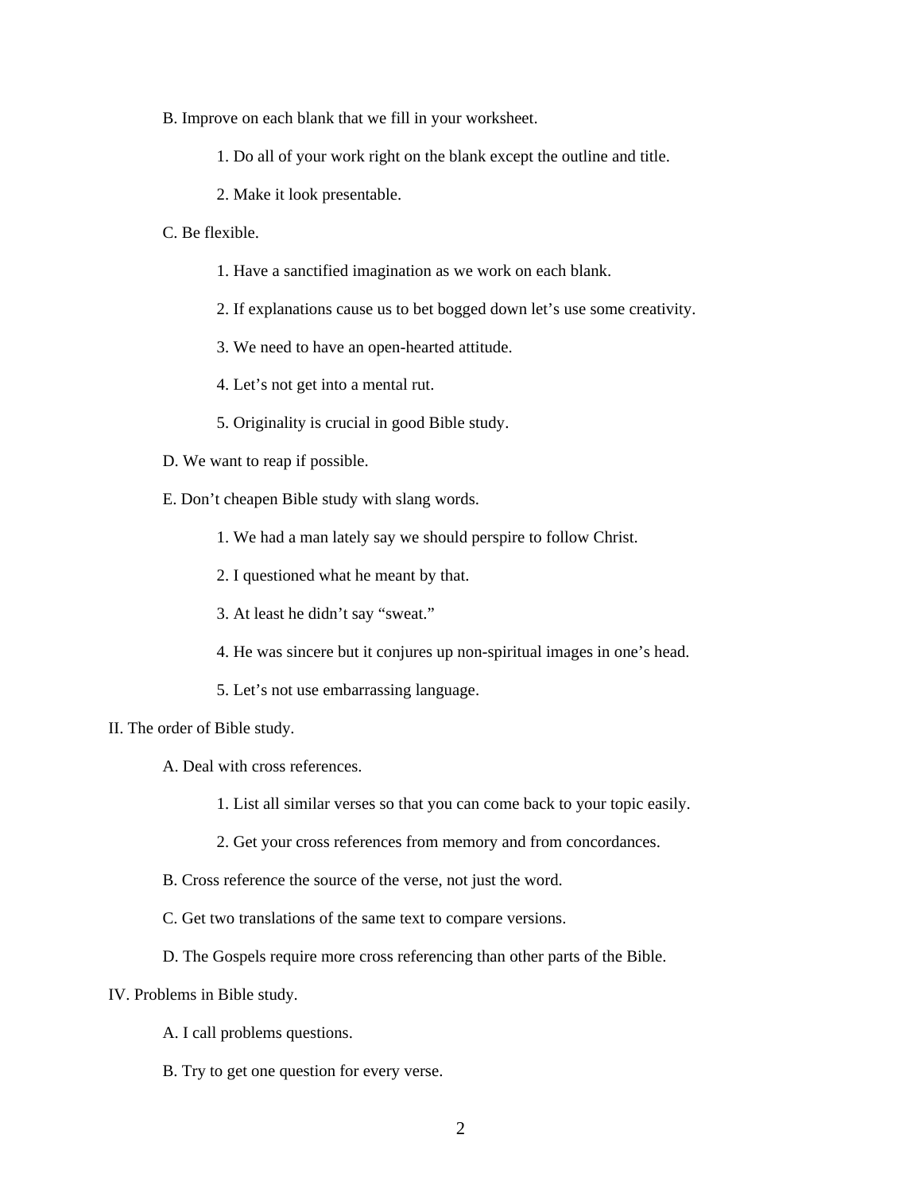B. Improve on each blank that we fill in your worksheet.

1. Do all of your work right on the blank except the outline and title.

2. Make it look presentable.

C. Be flexible.

1. Have a sanctified imagination as we work on each blank.

2. If explanations cause us to bet bogged down let's use some creativity.

3. We need to have an open-hearted attitude.

4. Let's not get into a mental rut.

5. Originality is crucial in good Bible study.

D. We want to reap if possible.

E. Don't cheapen Bible study with slang words.

1. We had a man lately say we should perspire to follow Christ.

2. I questioned what he meant by that.

3. At least he didn't say "sweat."

4. He was sincere but it conjures up non-spiritual images in one's head.

5. Let's not use embarrassing language.

II. The order of Bible study.

A. Deal with cross references.

1. List all similar verses so that you can come back to your topic easily.

2. Get your cross references from memory and from concordances.

B. Cross reference the source of the verse, not just the word.

C. Get two translations of the same text to compare versions.

D. The Gospels require more cross referencing than other parts of the Bible.

IV. Problems in Bible study.

A. I call problems questions.

B. Try to get one question for every verse.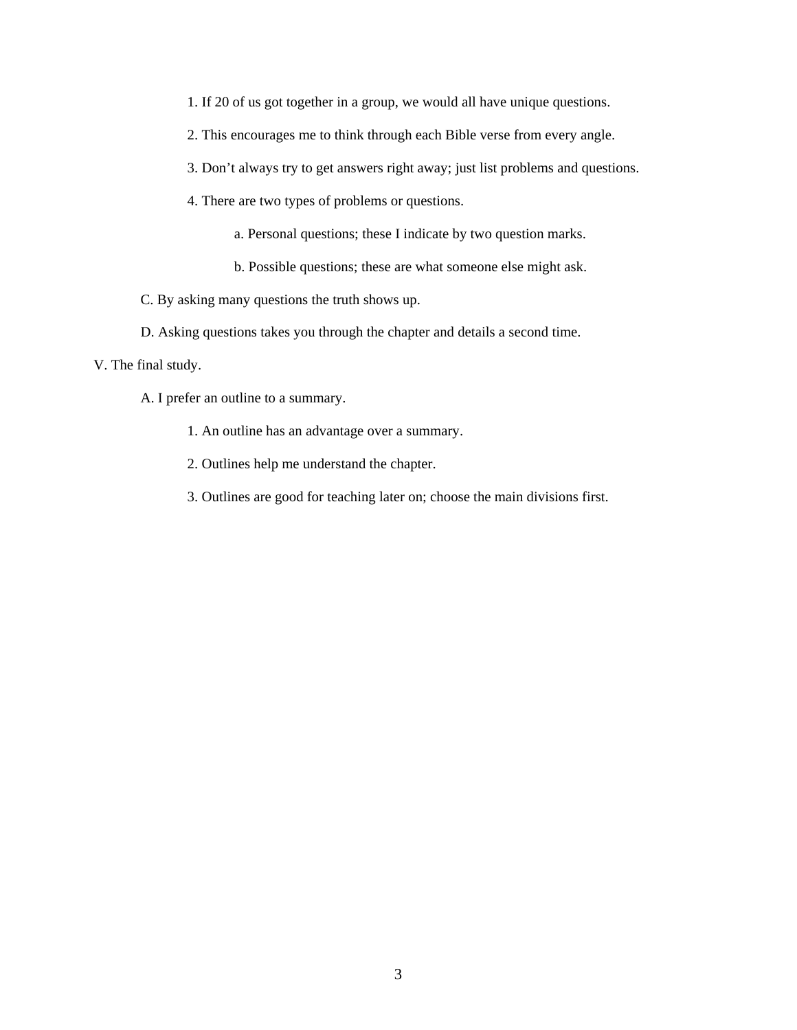1. If 20 of us got together in a group, we would all have unique questions.

2. This encourages me to think through each Bible verse from every angle.

3. Don't always try to get answers right away; just list problems and questions.

4. There are two types of problems or questions.

   a. Personal questions; these I indicate by two question marks.

   b. Possible questions; these are what someone else might ask.

C. By asking many questions the truth shows up.

D. Asking questions takes you through the chapter and details a second time.

V. The final study.

A. I prefer an outline to a summary.

1. An outline has an advantage over a summary.

2. Outlines help me understand the chapter.

3. Outlines are good for teaching later on; choose the main divisions first.